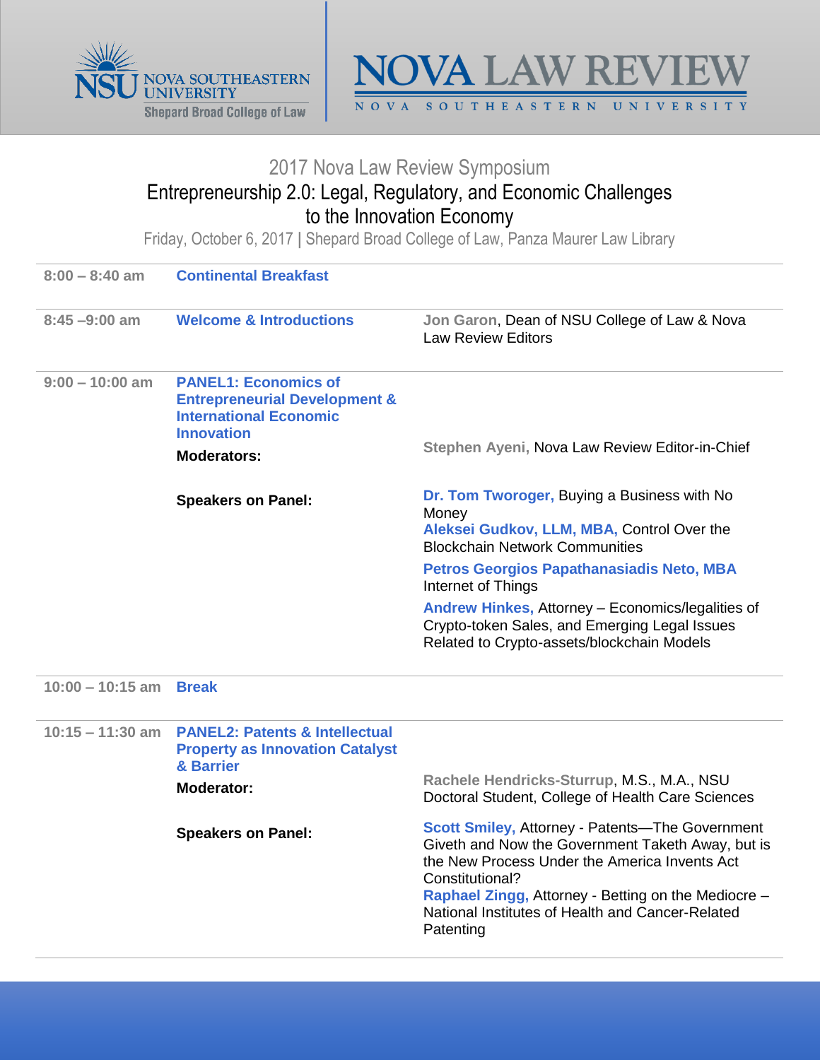NSU NOVA SOUTHEASTERN UNIVERSITY
Shepard Broad College of Law

# NOVA LAW REVIEW

NOVA SOUTHEASTERN UNIVERSITY

## 2017 Nova Law Review Symposium

## Entrepreneurship 2.0: Legal, Regulatory, and Economic Challenges to the Innovation Economy

Friday, October 6, 2017 | Shepard Broad College of Law, Panza Maurer Law Library

| Time | Session | Details |
|---|---|---|
| 8:00 – 8:40 am | **Continental Breakfast** | |
| 8:45 –9:00 am | **Welcome & Introductions** | **Jon Garon**, Dean of NSU College of Law & Nova Law Review Editors |
| 9:00 – 10:00 am | **PANEL1: Economics of Entrepreneurial Development & International Economic Innovation** | |
| | **Moderators:** | **Stephen Ayeni,** Nova Law Review Editor-in-Chief |
| | **Speakers on Panel:** | **Dr. Tom Tworoger,** Buying a Business with No Money<br>**Aleksei Gudkov, LLM, MBA,** Control Over the Blockchain Network Communities<br>**Petros Georgios Papathanasiadis Neto, MBA** Internet of Things<br>**Andrew Hinkes,** Attorney – Economics/legalities of Crypto-token Sales, and Emerging Legal Issues Related to Crypto-assets/blockchain Models |
| 10:00 – 10:15 am | **Break** | |
| 10:15 – 11:30 am | **PANEL2: Patents & Intellectual Property as Innovation Catalyst & Barrier** | |
| | **Moderator:** | **Rachele Hendricks-Sturrup**, M.S., M.A., NSU Doctoral Student, College of Health Care Sciences |
| | **Speakers on Panel:** | **Scott Smiley,** Attorney - Patents—The Government Giveth and Now the Government Taketh Away, but is the New Process Under the America Invents Act Constitutional?<br>**Raphael Zingg,** Attorney - Betting on the Mediocre – National Institutes of Health and Cancer-Related Patenting |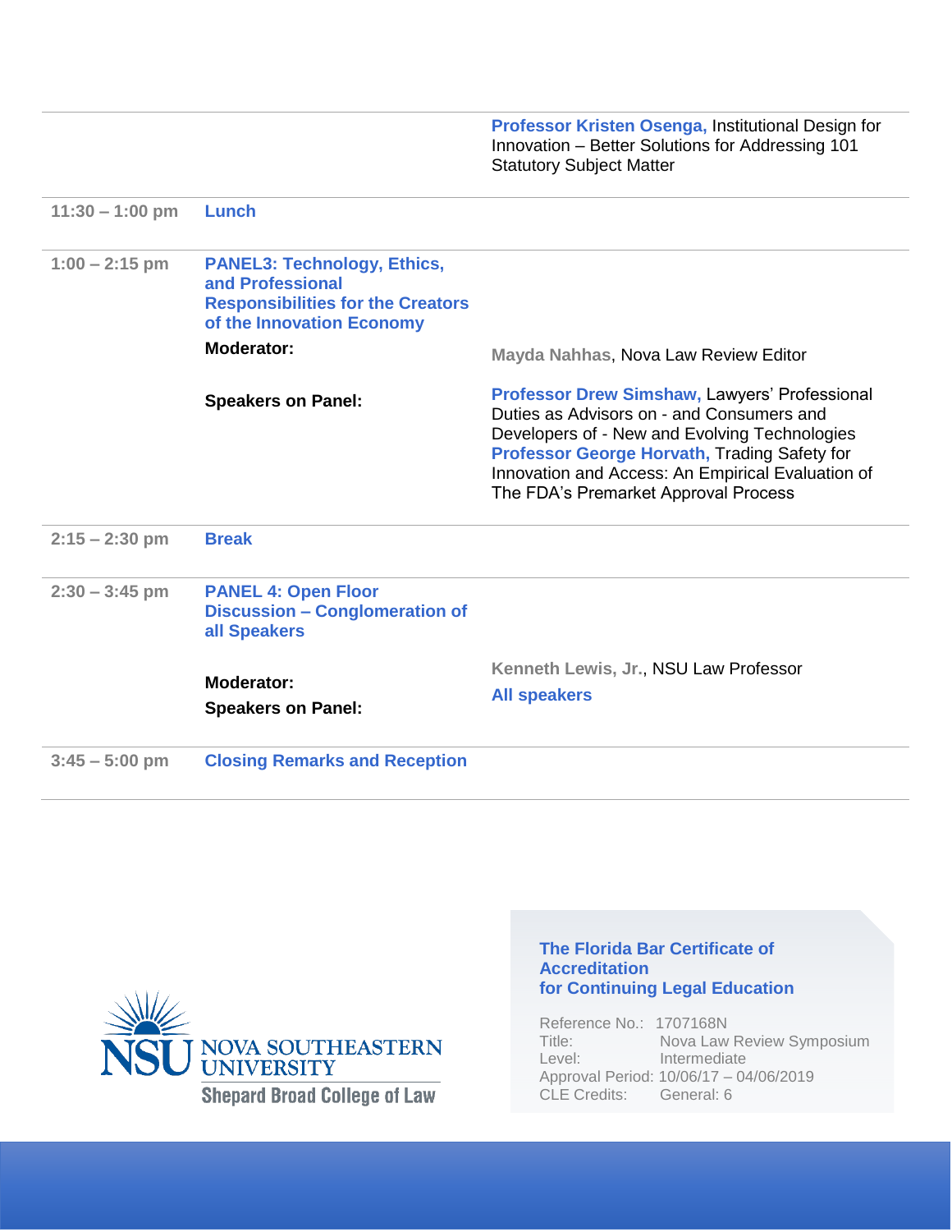| | | |
|---|---|---|
| | | **Professor Kristen Osenga,** Institutional Design for Innovation – Better Solutions for Addressing 101 Statutory Subject Matter |
| **11:30 – 1:00 pm** | **Lunch** | |
| **1:00 – 2:15 pm** | **PANEL3: Technology, Ethics, and Professional Responsibilities for the Creators of the Innovation Economy** | |
| | **Moderator:** | **Mayda Nahhas**, Nova Law Review Editor |
| | **Speakers on Panel:** | **Professor Drew Simshaw,** Lawyers' Professional Duties as Advisors on - and Consumers and Developers of - New and Evolving Technologies<br>**Professor George Horvath,** Trading Safety for Innovation and Access: An Empirical Evaluation of The FDA's Premarket Approval Process |
| **2:15 – 2:30 pm** | **Break** | |
| **2:30 – 3:45 pm** | **PANEL 4: Open Floor Discussion – Conglomeration of all Speakers** | |
| | **Moderator:** | **Kenneth Lewis, Jr.**, NSU Law Professor |
| | **Speakers on Panel:** | **All speakers** |
| **3:45 – 5:00 pm** | **Closing Remarks and Reception** | |

NSU NOVA SOUTHEASTERN UNIVERSITY
Shepard Broad College of Law

**The Florida Bar Certificate of Accreditation for Continuing Legal Education**

Reference No.: 1707168N
Title: Nova Law Review Symposium
Level: Intermediate
Approval Period: 10/06/17 – 04/06/2019
CLE Credits: General: 6